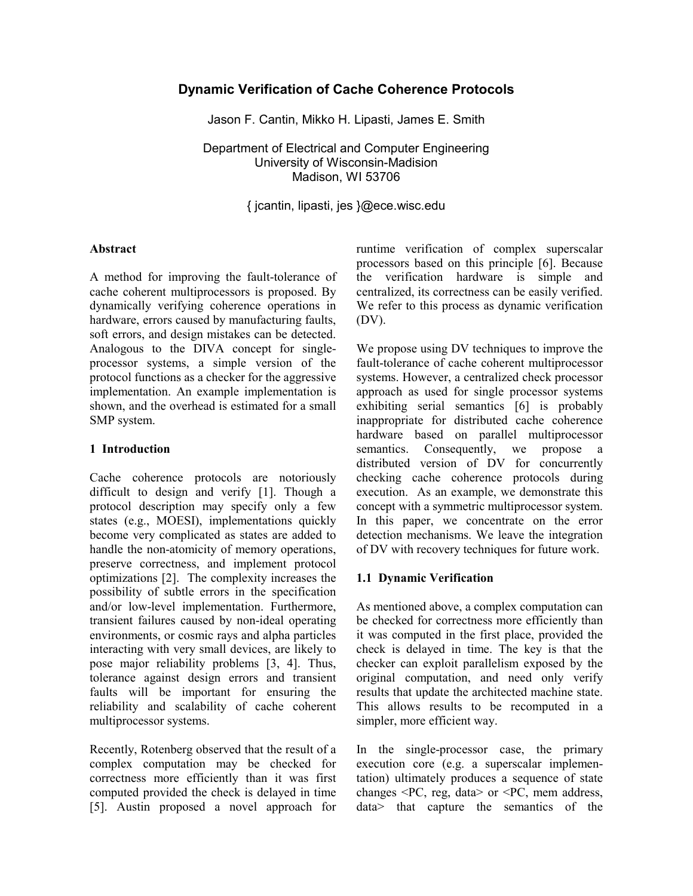# Dynamic Verification of Cache Coherence Protocols

Jason F. Cantin, Mikko H. Lipasti, James E. Smith

Department of Electrical and Computer Engineering
University of Wisconsin-Madision
Madison, WI 53706

{ jcantin, lipasti, jes }@ece.wisc.edu

**Abstract**

A method for improving the fault-tolerance of cache coherent multiprocessors is proposed. By dynamically verifying coherence operations in hardware, errors caused by manufacturing faults, soft errors, and design mistakes can be detected. Analogous to the DIVA concept for single-processor systems, a simple version of the protocol functions as a checker for the aggressive implementation. An example implementation is shown, and the overhead is estimated for a small SMP system.

## 1 Introduction

Cache coherence protocols are notoriously difficult to design and verify [1]. Though a protocol description may specify only a few states (e.g., MOESI), implementations quickly become very complicated as states are added to handle the non-atomicity of memory operations, preserve correctness, and implement protocol optimizations [2]. The complexity increases the possibility of subtle errors in the specification and/or low-level implementation. Furthermore, transient failures caused by non-ideal operating environments, or cosmic rays and alpha particles interacting with very small devices, are likely to pose major reliability problems [3, 4]. Thus, tolerance against design errors and transient faults will be important for ensuring the reliability and scalability of cache coherent multiprocessor systems.

Recently, Rotenberg observed that the result of a complex computation may be checked for correctness more efficiently than it was first computed provided the check is delayed in time [5]. Austin proposed a novel approach for runtime verification of complex superscalar processors based on this principle [6]. Because the verification hardware is simple and centralized, its correctness can be easily verified. We refer to this process as dynamic verification (DV).

We propose using DV techniques to improve the fault-tolerance of cache coherent multiprocessor systems. However, a centralized check processor approach as used for single processor systems exhibiting serial semantics [6] is probably inappropriate for distributed cache coherence hardware based on parallel multiprocessor semantics. Consequently, we propose a distributed version of DV for concurrently checking cache coherence protocols during execution. As an example, we demonstrate this concept with a symmetric multiprocessor system. In this paper, we concentrate on the error detection mechanisms. We leave the integration of DV with recovery techniques for future work.

### 1.1 Dynamic Verification

As mentioned above, a complex computation can be checked for correctness more efficiently than it was computed in the first place, provided the check is delayed in time. The key is that the checker can exploit parallelism exposed by the original computation, and need only verify results that update the architected machine state. This allows results to be recomputed in a simpler, more efficient way.

In the single-processor case, the primary execution core (e.g. a superscalar implementation) ultimately produces a sequence of state changes <PC, reg, data> or <PC, mem address, data> that capture the semantics of the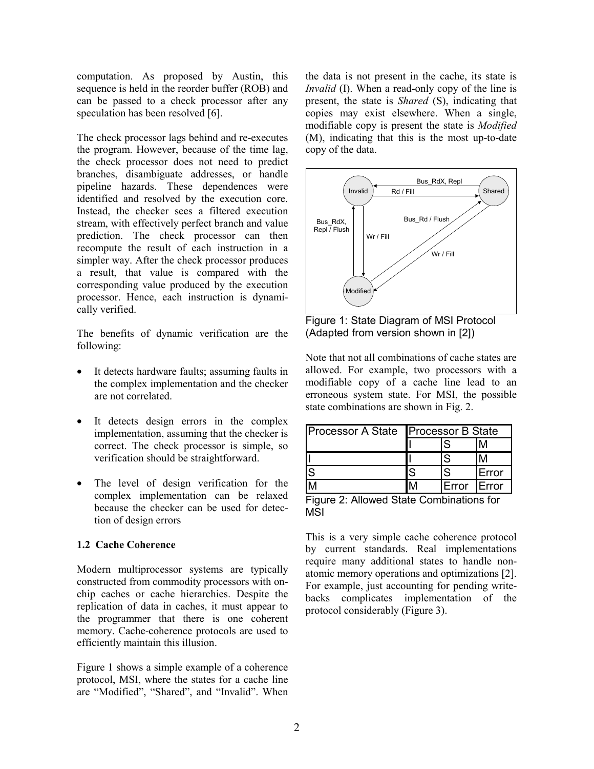computation. As proposed by Austin, this sequence is held in the reorder buffer (ROB) and can be passed to a check processor after any speculation has been resolved [6].

The check processor lags behind and re-executes the program. However, because of the time lag, the check processor does not need to predict branches, disambiguate addresses, or handle pipeline hazards. These dependences were identified and resolved by the execution core. Instead, the checker sees a filtered execution stream, with effectively perfect branch and value prediction. The check processor can then recompute the result of each instruction in a simpler way. After the check processor produces a result, that value is compared with the corresponding value produced by the execution processor. Hence, each instruction is dynamically verified.

The benefits of dynamic verification are the following:

- It detects hardware faults; assuming faults in the complex implementation and the checker are not correlated.
- It detects design errors in the complex implementation, assuming that the checker is correct. The check processor is simple, so verification should be straightforward.
- The level of design verification for the complex implementation can be relaxed because the checker can be used for detection of design errors

### 1.2 Cache Coherence

Modern multiprocessor systems are typically constructed from commodity processors with on-chip caches or cache hierarchies. Despite the replication of data in caches, it must appear to the programmer that there is one coherent memory. Cache-coherence protocols are used to efficiently maintain this illusion.

Figure 1 shows a simple example of a coherence protocol, MSI, where the states for a cache line are "Modified", "Shared", and "Invalid". When the data is not present in the cache, its state is *Invalid* (I). When a read-only copy of the line is present, the state is *Shared* (S), indicating that copies may exist elsewhere. When a single, modifiable copy is present the state is *Modified* (M), indicating that this is the most up-to-date copy of the data.

Figure 1: State Diagram of MSI Protocol (Adapted from version shown in [2])

Note that not all combinations of cache states are allowed. For example, two processors with a modifiable copy of a cache line lead to an erroneous system state. For MSI, the possible state combinations are shown in Fig. 2.

| Processor A State | Processor B State | | |
|---|---|---|---|
| | I | S | M |
| I | I | S | M |
| S | S | S | Error |
| M | M | Error | Error |

Figure 2: Allowed State Combinations for MSI

This is a very simple cache coherence protocol by current standards. Real implementations require many additional states to handle non-atomic memory operations and optimizations [2]. For example, just accounting for pending write-backs complicates implementation of the protocol considerably (Figure 3).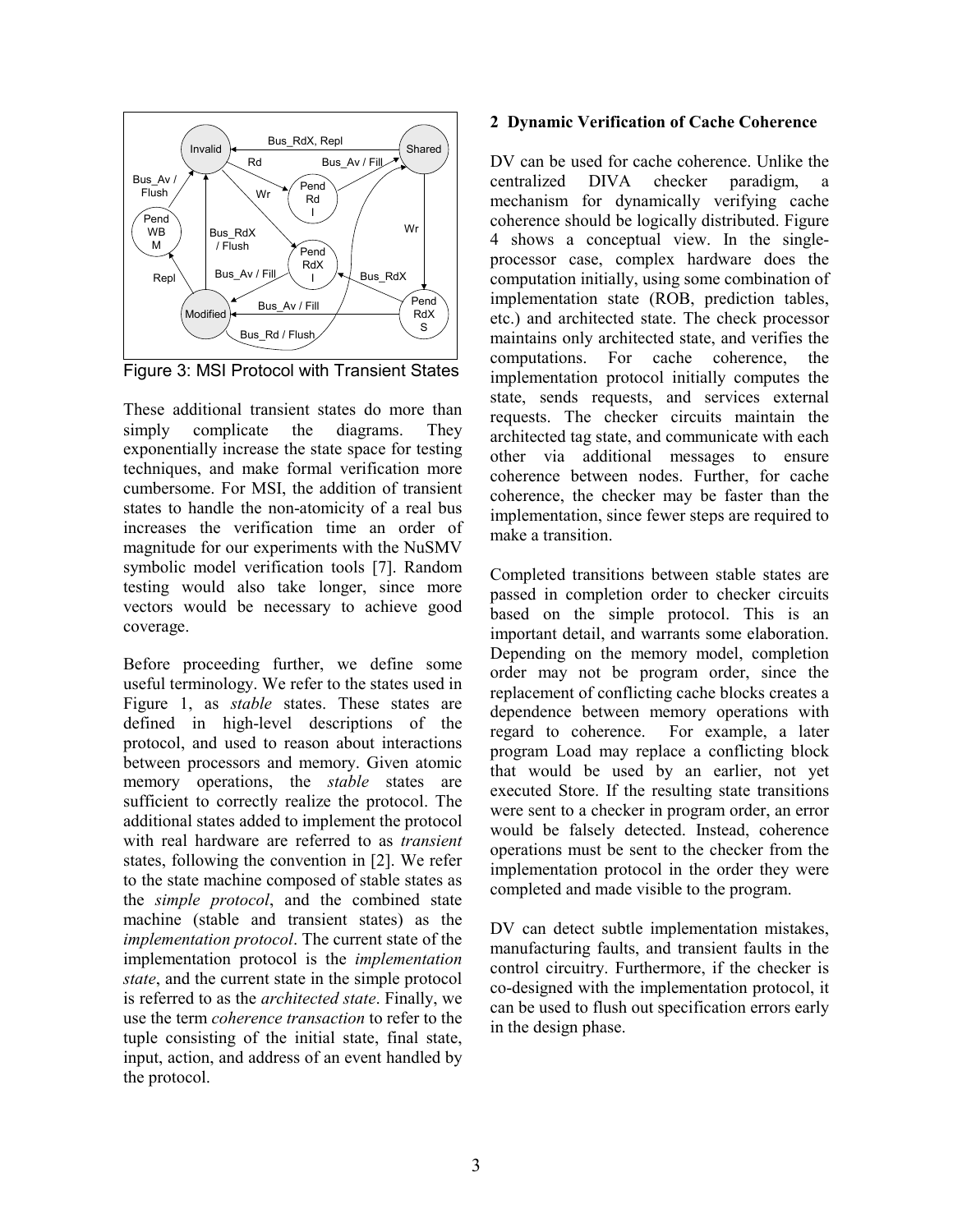Figure 3: MSI Protocol with Transient States

These additional transient states do more than simply complicate the diagrams. They exponentially increase the state space for testing techniques, and make formal verification more cumbersome. For MSI, the addition of transient states to handle the non-atomicity of a real bus increases the verification time an order of magnitude for our experiments with the NuSMV symbolic model verification tools [7]. Random testing would also take longer, since more vectors would be necessary to achieve good coverage.

Before proceeding further, we define some useful terminology. We refer to the states used in Figure 1, as *stable* states. These states are defined in high-level descriptions of the protocol, and used to reason about interactions between processors and memory. Given atomic memory operations, the *stable* states are sufficient to correctly realize the protocol. The additional states added to implement the protocol with real hardware are referred to as *transient* states, following the convention in [2]. We refer to the state machine composed of stable states as the *simple protocol*, and the combined state machine (stable and transient states) as the *implementation protocol*. The current state of the implementation protocol is the *implementation state*, and the current state in the simple protocol is referred to as the *architected state*. Finally, we use the term *coherence transaction* to refer to the tuple consisting of the initial state, final state, input, action, and address of an event handled by the protocol.

## 2 Dynamic Verification of Cache Coherence

DV can be used for cache coherence. Unlike the centralized DIVA checker paradigm, a mechanism for dynamically verifying cache coherence should be logically distributed. Figure 4 shows a conceptual view. In the single-processor case, complex hardware does the computation initially, using some combination of implementation state (ROB, prediction tables, etc.) and architected state. The check processor maintains only architected state, and verifies the computations. For cache coherence, the implementation protocol initially computes the state, sends requests, and services external requests. The checker circuits maintain the architected tag state, and communicate with each other via additional messages to ensure coherence between nodes. Further, for cache coherence, the checker may be faster than the implementation, since fewer steps are required to make a transition.

Completed transitions between stable states are passed in completion order to checker circuits based on the simple protocol. This is an important detail, and warrants some elaboration. Depending on the memory model, completion order may not be program order, since the replacement of conflicting cache blocks creates a dependence between memory operations with regard to coherence. For example, a later program Load may replace a conflicting block that would be used by an earlier, not yet executed Store. If the resulting state transitions were sent to a checker in program order, an error would be falsely detected. Instead, coherence operations must be sent to the checker from the implementation protocol in the order they were completed and made visible to the program.

DV can detect subtle implementation mistakes, manufacturing faults, and transient faults in the control circuitry. Furthermore, if the checker is co-designed with the implementation protocol, it can be used to flush out specification errors early in the design phase.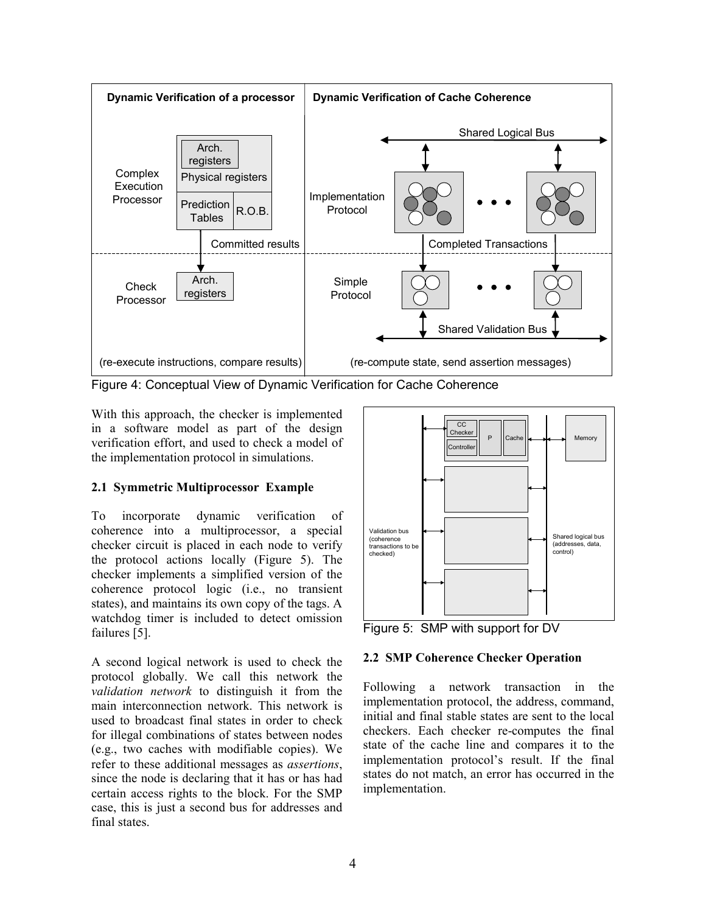Figure 4: Conceptual View of Dynamic Verification for Cache Coherence

With this approach, the checker is implemented in a software model as part of the design verification effort, and used to check a model of the implementation protocol in simulations.

### 2.1 Symmetric Multiprocessor Example

To incorporate dynamic verification of coherence into a multiprocessor, a special checker circuit is placed in each node to verify the protocol actions locally (Figure 5). The checker implements a simplified version of the coherence protocol logic (i.e., no transient states), and maintains its own copy of the tags. A watchdog timer is included to detect omission failures [5].

A second logical network is used to check the protocol globally. We call this network the *validation network* to distinguish it from the main interconnection network. This network is used to broadcast final states in order to check for illegal combinations of states between nodes (e.g., two caches with modifiable copies). We refer to these additional messages as *assertions*, since the node is declaring that it has or has had certain access rights to the block. For the SMP case, this is just a second bus for addresses and final states.

Figure 5: SMP with support for DV

### 2.2 SMP Coherence Checker Operation

Following a network transaction in the implementation protocol, the address, command, initial and final stable states are sent to the local checkers. Each checker re-computes the final state of the cache line and compares it to the implementation protocol's result. If the final states do not match, an error has occurred in the implementation.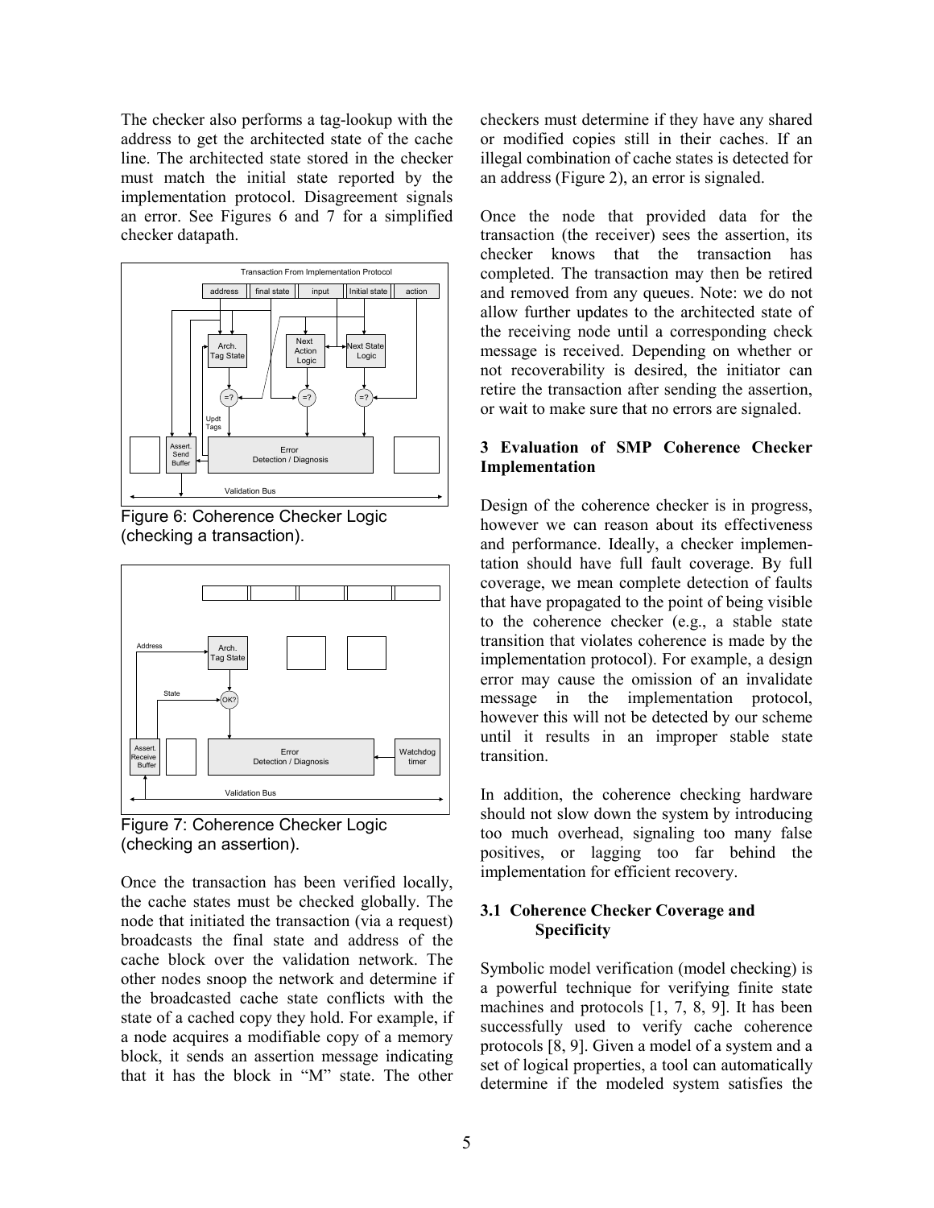The checker also performs a tag-lookup with the address to get the architected state of the cache line. The architected state stored in the checker must match the initial state reported by the implementation protocol. Disagreement signals an error. See Figures 6 and 7 for a simplified checker datapath.

Figure 6: Coherence Checker Logic (checking a transaction).

Figure 7: Coherence Checker Logic (checking an assertion).

Once the transaction has been verified locally, the cache states must be checked globally. The node that initiated the transaction (via a request) broadcasts the final state and address of the cache block over the validation network. The other nodes snoop the network and determine if the broadcasted cache state conflicts with the state of a cached copy they hold. For example, if a node acquires a modifiable copy of a memory block, it sends an assertion message indicating that it has the block in "M" state. The other checkers must determine if they have any shared or modified copies still in their caches. If an illegal combination of cache states is detected for an address (Figure 2), an error is signaled.

Once the node that provided data for the transaction (the receiver) sees the assertion, its checker knows that the transaction has completed. The transaction may then be retired and removed from any queues. Note: we do not allow further updates to the architected state of the receiving node until a corresponding check message is received. Depending on whether or not recoverability is desired, the initiator can retire the transaction after sending the assertion, or wait to make sure that no errors are signaled.

## 3 Evaluation of SMP Coherence Checker Implementation

Design of the coherence checker is in progress, however we can reason about its effectiveness and performance. Ideally, a checker implementation should have full fault coverage. By full coverage, we mean complete detection of faults that have propagated to the point of being visible to the coherence checker (e.g., a stable state transition that violates coherence is made by the implementation protocol). For example, a design error may cause the omission of an invalidate message in the implementation protocol, however this will not be detected by our scheme until it results in an improper stable state transition.

In addition, the coherence checking hardware should not slow down the system by introducing too much overhead, signaling too many false positives, or lagging too far behind the implementation for efficient recovery.

### 3.1 Coherence Checker Coverage and Specificity

Symbolic model verification (model checking) is a powerful technique for verifying finite state machines and protocols [1, 7, 8, 9]. It has been successfully used to verify cache coherence protocols [8, 9]. Given a model of a system and a set of logical properties, a tool can automatically determine if the modeled system satisfies the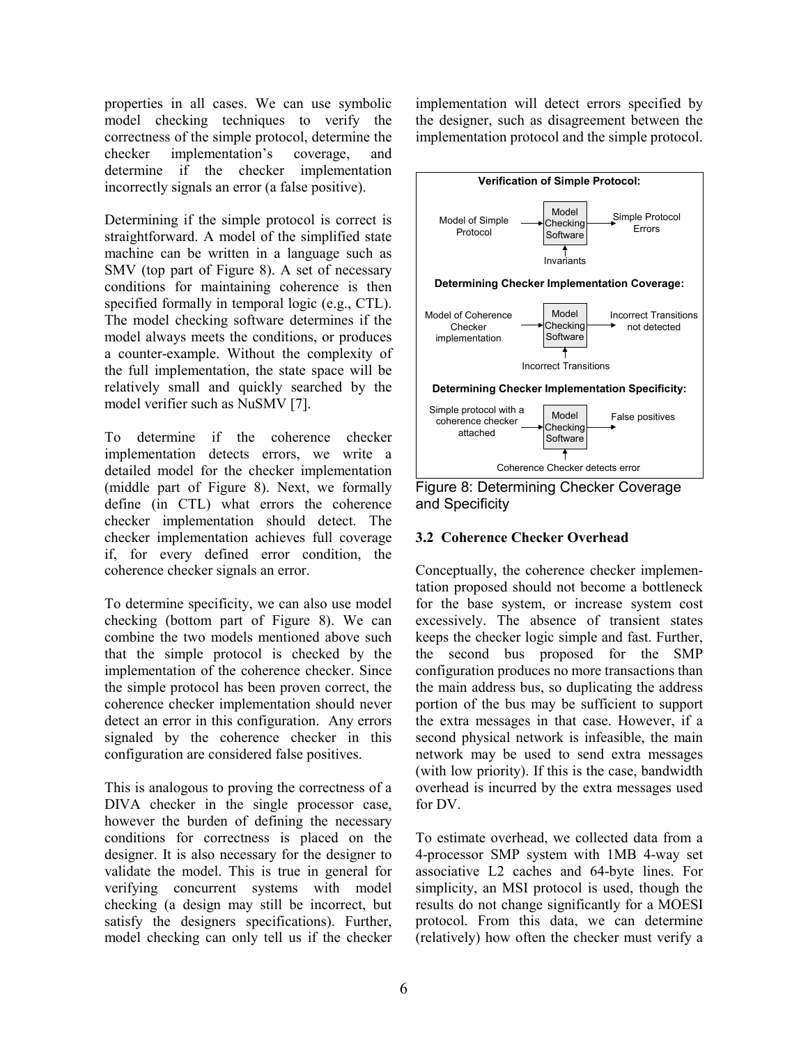properties in all cases. We can use symbolic model checking techniques to verify the correctness of the simple protocol, determine the checker implementation's coverage, and determine if the checker implementation incorrectly signals an error (a false positive).

Determining if the simple protocol is correct is straightforward. A model of the simplified state machine can be written in a language such as SMV (top part of Figure 8). A set of necessary conditions for maintaining coherence is then specified formally in temporal logic (e.g., CTL). The model checking software determines if the model always meets the conditions, or produces a counter-example. Without the complexity of the full implementation, the state space will be relatively small and quickly searched by the model verifier such as NuSMV [7].

To determine if the coherence checker implementation detects errors, we write a detailed model for the checker implementation (middle part of Figure 8). Next, we formally define (in CTL) what errors the coherence checker implementation should detect. The checker implementation achieves full coverage if, for every defined error condition, the coherence checker signals an error.

To determine specificity, we can also use model checking (bottom part of Figure 8). We can combine the two models mentioned above such that the simple protocol is checked by the implementation of the coherence checker. Since the simple protocol has been proven correct, the coherence checker implementation should never detect an error in this configuration. Any errors signaled by the coherence checker in this configuration are considered false positives.

This is analogous to proving the correctness of a DIVA checker in the single processor case, however the burden of defining the necessary conditions for correctness is placed on the designer. It is also necessary for the designer to validate the model. This is true in general for verifying concurrent systems with model checking (a design may still be incorrect, but satisfy the designers specifications). Further, model checking can only tell us if the checker implementation will detect errors specified by the designer, such as disagreement between the implementation protocol and the simple protocol.

**Verification of Simple Protocol:**

Model of Simple Protocol → Model Checking Software (← Invariants) → Simple Protocol Errors

**Determining Checker Implementation Coverage:**

Model of Coherence Checker implementation → Model Checking Software (← Incorrect Transitions) → Incorrect Transitions not detected

**Determining Checker Implementation Specificity:**

Simple protocol with a coherence checker attached → Model Checking Software (← Coherence Checker detects error) → False positives

Figure 8: Determining Checker Coverage and Specificity

### 3.2 Coherence Checker Overhead

Conceptually, the coherence checker implementation proposed should not become a bottleneck for the base system, or increase system cost excessively. The absence of transient states keeps the checker logic simple and fast. Further, the second bus proposed for the SMP configuration produces no more transactions than the main address bus, so duplicating the address portion of the bus may be sufficient to support the extra messages in that case. However, if a second physical network is infeasible, the main network may be used to send extra messages (with low priority). If this is the case, bandwidth overhead is incurred by the extra messages used for DV.

To estimate overhead, we collected data from a 4-processor SMP system with 1MB 4-way set associative L2 caches and 64-byte lines. For simplicity, an MSI protocol is used, though the results do not change significantly for a MOESI protocol. From this data, we can determine (relatively) how often the checker must verify a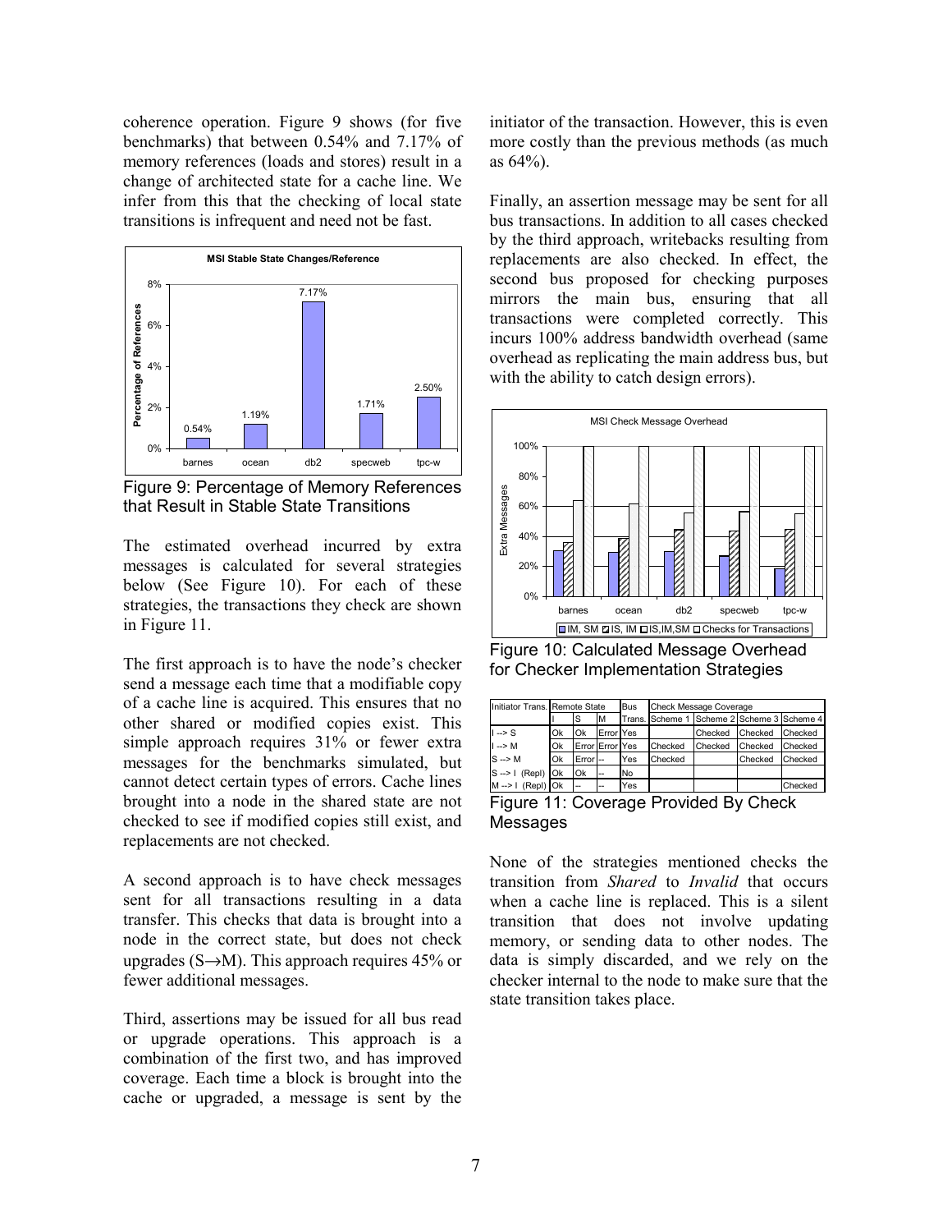coherence operation. Figure 9 shows (for five benchmarks) that between 0.54% and 7.17% of memory references (loads and stores) result in a change of architected state for a cache line. We infer from this that the checking of local state transitions is infrequent and need not be fast.

Figure 9: Percentage of Memory References that Result in Stable State Transitions

The estimated overhead incurred by extra messages is calculated for several strategies below (See Figure 10). For each of these strategies, the transactions they check are shown in Figure 11.

The first approach is to have the node's checker send a message each time that a modifiable copy of a cache line is acquired. This ensures that no other shared or modified copies exist. This simple approach requires 31% or fewer extra messages for the benchmarks simulated, but cannot detect certain types of errors. Cache lines brought into a node in the shared state are not checked to see if modified copies still exist, and replacements are not checked.

A second approach is to have check messages sent for all transactions resulting in a data transfer. This checks that data is brought into a node in the correct state, but does not check upgrades (S→M). This approach requires 45% or fewer additional messages.

Third, assertions may be issued for all bus read or upgrade operations. This approach is a combination of the first two, and has improved coverage. Each time a block is brought into the cache or upgraded, a message is sent by the initiator of the transaction. However, this is even more costly than the previous methods (as much as 64%).

Finally, an assertion message may be sent for all bus transactions. In addition to all cases checked by the third approach, writebacks resulting from replacements are also checked. In effect, the second bus proposed for checking purposes mirrors the main bus, ensuring that all transactions were completed correctly. This incurs 100% address bandwidth overhead (same overhead as replicating the main address bus, but with the ability to catch design errors).

Figure 10: Calculated Message Overhead for Checker Implementation Strategies

| Initiator Trans. | Remote State | | | Bus | Check Message Coverage | | | |
|---|---|---|---|---|---|---|---|---|
| | I | S | M | Trans. | Scheme 1 | Scheme 2 | Scheme 3 | Scheme 4 |
| I --> S | Ok | Ok | Error | Yes | | Checked | Checked | Checked |
| I --> M | Ok | Error | Error | Yes | Checked | Checked | Checked | Checked |
| S --> M | Ok | Error | -- | Yes | Checked | | Checked | Checked |
| S --> I (Repl) | Ok | Ok | -- | No | | | | |
| M --> I (Repl) | Ok | -- | -- | Yes | | | | Checked |

Figure 11: Coverage Provided By Check Messages

None of the strategies mentioned checks the transition from *Shared* to *Invalid* that occurs when a cache line is replaced. This is a silent transition that does not involve updating memory, or sending data to other nodes. The data is simply discarded, and we rely on the checker internal to the node to make sure that the state transition takes place.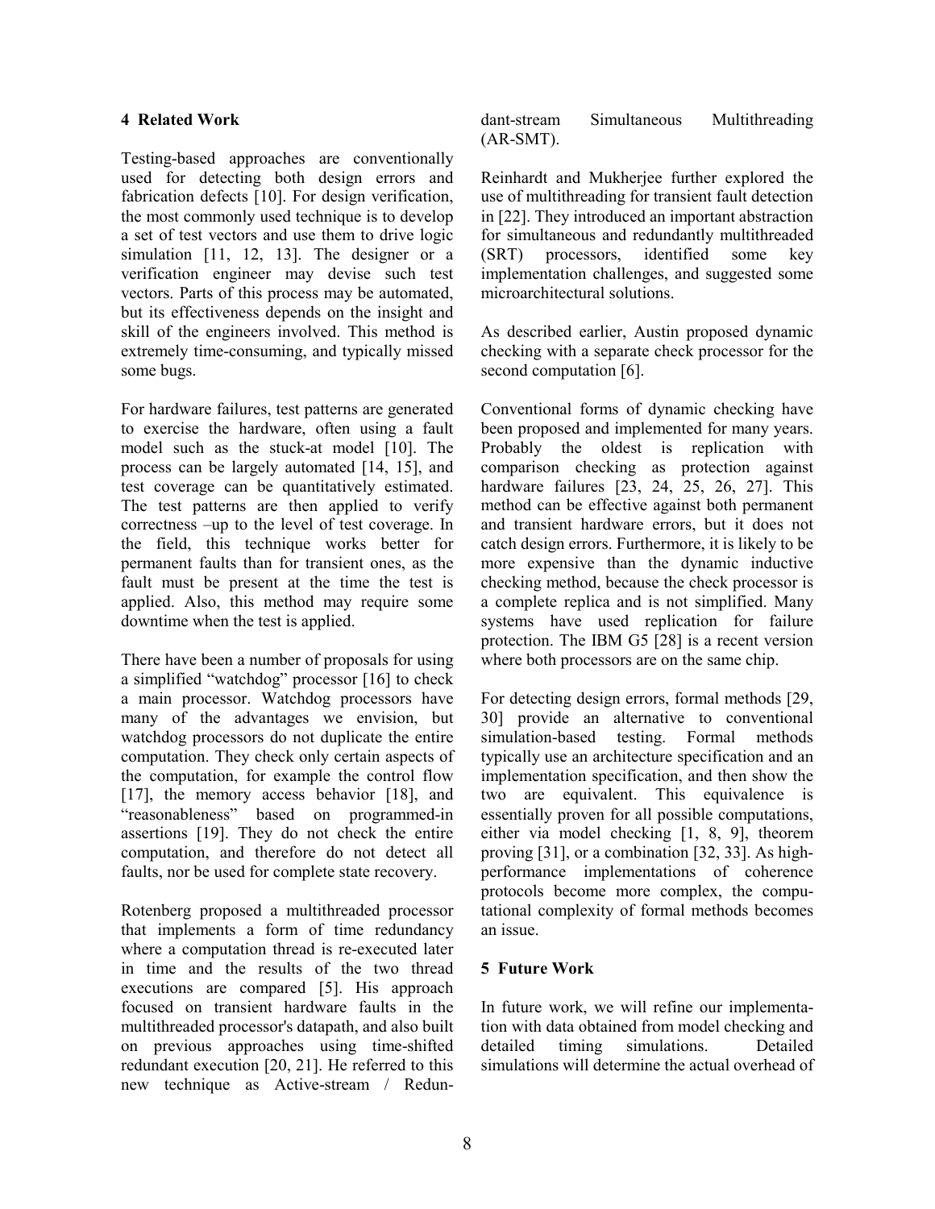## 4 Related Work

Testing-based approaches are conventionally used for detecting both design errors and fabrication defects [10]. For design verification, the most commonly used technique is to develop a set of test vectors and use them to drive logic simulation [11, 12, 13]. The designer or a verification engineer may devise such test vectors. Parts of this process may be automated, but its effectiveness depends on the insight and skill of the engineers involved. This method is extremely time-consuming, and typically missed some bugs.

For hardware failures, test patterns are generated to exercise the hardware, often using a fault model such as the stuck-at model [10]. The process can be largely automated [14, 15], and test coverage can be quantitatively estimated. The test patterns are then applied to verify correctness –up to the level of test coverage. In the field, this technique works better for permanent faults than for transient ones, as the fault must be present at the time the test is applied. Also, this method may require some downtime when the test is applied.

There have been a number of proposals for using a simplified "watchdog" processor [16] to check a main processor. Watchdog processors have many of the advantages we envision, but watchdog processors do not duplicate the entire computation. They check only certain aspects of the computation, for example the control flow [17], the memory access behavior [18], and "reasonableness" based on programmed-in assertions [19]. They do not check the entire computation, and therefore do not detect all faults, nor be used for complete state recovery.

Rotenberg proposed a multithreaded processor that implements a form of time redundancy where a computation thread is re-executed later in time and the results of the two thread executions are compared [5]. His approach focused on transient hardware faults in the multithreaded processor's datapath, and also built on previous approaches using time-shifted redundant execution [20, 21]. He referred to this new technique as Active-stream / Redundant-stream Simultaneous Multithreading (AR-SMT).

Reinhardt and Mukherjee further explored the use of multithreading for transient fault detection in [22]. They introduced an important abstraction for simultaneous and redundantly multithreaded (SRT) processors, identified some key implementation challenges, and suggested some microarchitectural solutions.

As described earlier, Austin proposed dynamic checking with a separate check processor for the second computation [6].

Conventional forms of dynamic checking have been proposed and implemented for many years. Probably the oldest is replication with comparison checking as protection against hardware failures [23, 24, 25, 26, 27]. This method can be effective against both permanent and transient hardware errors, but it does not catch design errors. Furthermore, it is likely to be more expensive than the dynamic inductive checking method, because the check processor is a complete replica and is not simplified. Many systems have used replication for failure protection. The IBM G5 [28] is a recent version where both processors are on the same chip.

For detecting design errors, formal methods [29, 30] provide an alternative to conventional simulation-based testing. Formal methods typically use an architecture specification and an implementation specification, and then show the two are equivalent. This equivalence is essentially proven for all possible computations, either via model checking [1, 8, 9], theorem proving [31], or a combination [32, 33]. As high-performance implementations of coherence protocols become more complex, the computational complexity of formal methods becomes an issue.

## 5 Future Work

In future work, we will refine our implementation with data obtained from model checking and detailed timing simulations. Detailed simulations will determine the actual overhead of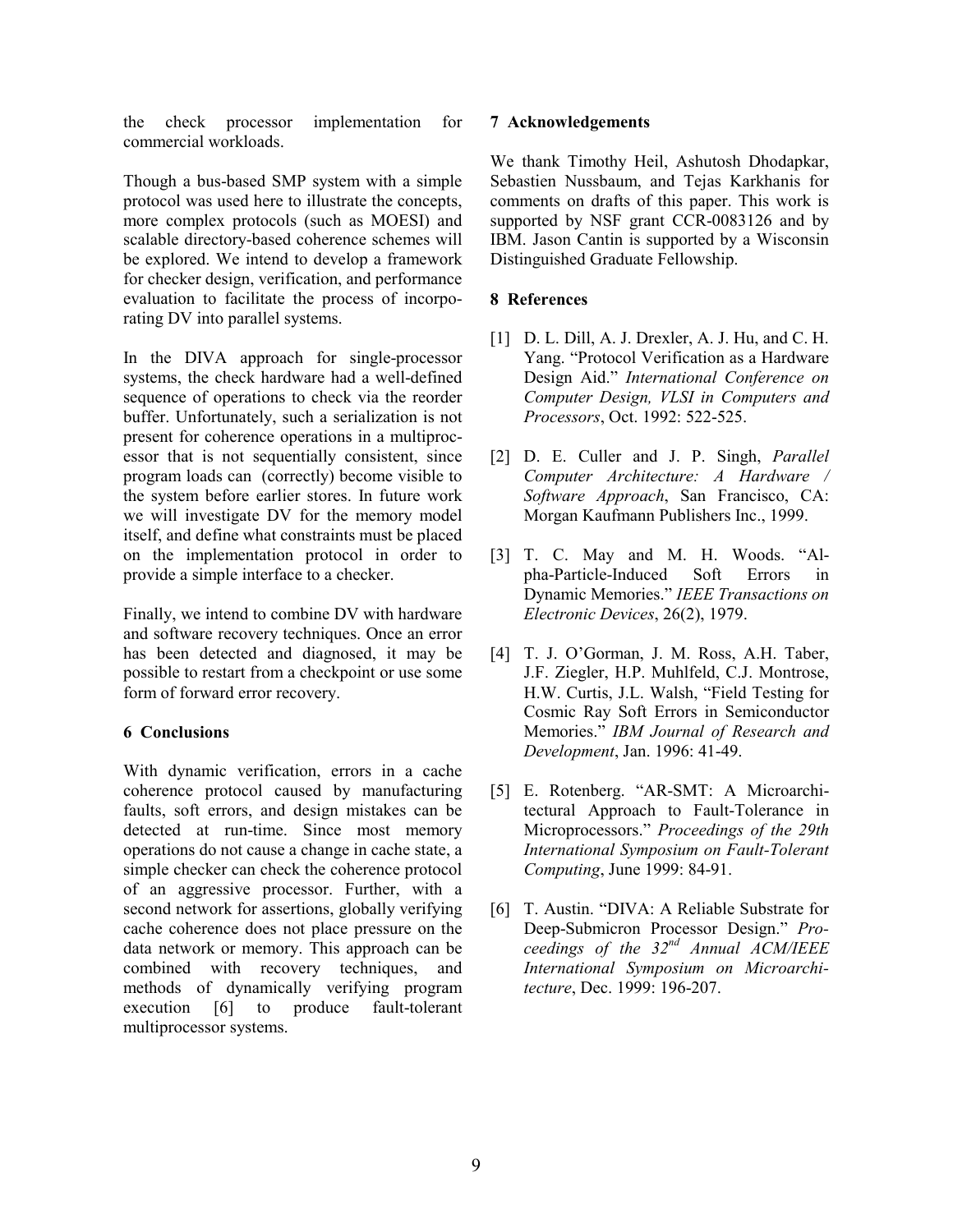the check processor implementation for commercial workloads.

Though a bus-based SMP system with a simple protocol was used here to illustrate the concepts, more complex protocols (such as MOESI) and scalable directory-based coherence schemes will be explored. We intend to develop a framework for checker design, verification, and performance evaluation to facilitate the process of incorporating DV into parallel systems.

In the DIVA approach for single-processor systems, the check hardware had a well-defined sequence of operations to check via the reorder buffer. Unfortunately, such a serialization is not present for coherence operations in a multiprocessor that is not sequentially consistent, since program loads can (correctly) become visible to the system before earlier stores. In future work we will investigate DV for the memory model itself, and define what constraints must be placed on the implementation protocol in order to provide a simple interface to a checker.

Finally, we intend to combine DV with hardware and software recovery techniques. Once an error has been detected and diagnosed, it may be possible to restart from a checkpoint or use some form of forward error recovery.

## 6 Conclusions

With dynamic verification, errors in a cache coherence protocol caused by manufacturing faults, soft errors, and design mistakes can be detected at run-time. Since most memory operations do not cause a change in cache state, a simple checker can check the coherence protocol of an aggressive processor. Further, with a second network for assertions, globally verifying cache coherence does not place pressure on the data network or memory. This approach can be combined with recovery techniques, and methods of dynamically verifying program execution [6] to produce fault-tolerant multiprocessor systems.

## 7 Acknowledgements

We thank Timothy Heil, Ashutosh Dhodapkar, Sebastien Nussbaum, and Tejas Karkhanis for comments on drafts of this paper. This work is supported by NSF grant CCR-0083126 and by IBM. Jason Cantin is supported by a Wisconsin Distinguished Graduate Fellowship.

## 8 References

[1] D. L. Dill, A. J. Drexler, A. J. Hu, and C. H. Yang. "Protocol Verification as a Hardware Design Aid." *International Conference on Computer Design, VLSI in Computers and Processors*, Oct. 1992: 522-525.

[2] D. E. Culler and J. P. Singh, *Parallel Computer Architecture: A Hardware / Software Approach*, San Francisco, CA: Morgan Kaufmann Publishers Inc., 1999.

[3] T. C. May and M. H. Woods. "Alpha-Particle-Induced Soft Errors in Dynamic Memories." *IEEE Transactions on Electronic Devices*, 26(2), 1979.

[4] T. J. O'Gorman, J. M. Ross, A.H. Taber, J.F. Ziegler, H.P. Muhlfeld, C.J. Montrose, H.W. Curtis, J.L. Walsh, "Field Testing for Cosmic Ray Soft Errors in Semiconductor Memories." *IBM Journal of Research and Development*, Jan. 1996: 41-49.

[5] E. Rotenberg. "AR-SMT: A Microarchitectural Approach to Fault-Tolerance in Microprocessors." *Proceedings of the 29th International Symposium on Fault-Tolerant Computing*, June 1999: 84-91.

[6] T. Austin. "DIVA: A Reliable Substrate for Deep-Submicron Processor Design." *Proceedings of the 32nd Annual ACM/IEEE International Symposium on Microarchitecture*, Dec. 1999: 196-207.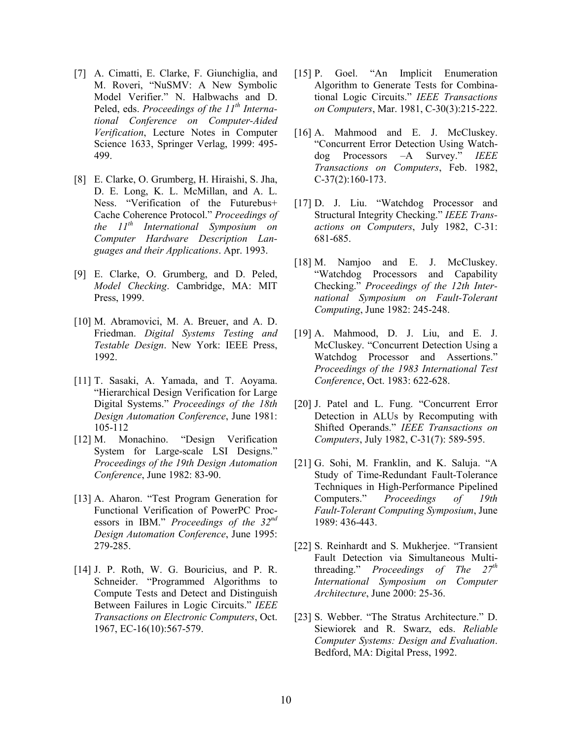[7] A. Cimatti, E. Clarke, F. Giunchiglia, and M. Roveri, "NuSMV: A New Symbolic Model Verifier." N. Halbwachs and D. Peled, eds. *Proceedings of the 11th International Conference on Computer-Aided Verification*, Lecture Notes in Computer Science 1633, Springer Verlag, 1999: 495-499.

[8] E. Clarke, O. Grumberg, H. Hiraishi, S. Jha, D. E. Long, K. L. McMillan, and A. L. Ness. "Verification of the Futurebus+ Cache Coherence Protocol." *Proceedings of the 11th International Symposium on Computer Hardware Description Languages and their Applications*. Apr. 1993.

[9] E. Clarke, O. Grumberg, and D. Peled, *Model Checking*. Cambridge, MA: MIT Press, 1999.

[10] M. Abramovici, M. A. Breuer, and A. D. Friedman. *Digital Systems Testing and Testable Design*. New York: IEEE Press, 1992.

[11] T. Sasaki, A. Yamada, and T. Aoyama. "Hierarchical Design Verification for Large Digital Systems." *Proceedings of the 18th Design Automation Conference*, June 1981: 105-112

[12] M. Monachino. "Design Verification System for Large-scale LSI Designs." *Proceedings of the 19th Design Automation Conference*, June 1982: 83-90.

[13] A. Aharon. "Test Program Generation for Functional Verification of PowerPC Processors in IBM." *Proceedings of the 32nd Design Automation Conference*, June 1995: 279-285.

[14] J. P. Roth, W. G. Bouricius, and P. R. Schneider. "Programmed Algorithms to Compute Tests and Detect and Distinguish Between Failures in Logic Circuits." *IEEE Transactions on Electronic Computers*, Oct. 1967, EC-16(10):567-579.

[15] P. Goel. "An Implicit Enumeration Algorithm to Generate Tests for Combinational Logic Circuits." *IEEE Transactions on Computers*, Mar. 1981, C-30(3):215-222.

[16] A. Mahmood and E. J. McCluskey. "Concurrent Error Detection Using Watchdog Processors –A Survey." *IEEE Transactions on Computers*, Feb. 1982, C-37(2):160-173.

[17] D. J. Liu. "Watchdog Processor and Structural Integrity Checking." *IEEE Transactions on Computers*, July 1982, C-31: 681-685.

[18] M. Namjoo and E. J. McCluskey. "Watchdog Processors and Capability Checking." *Proceedings of the 12th International Symposium on Fault-Tolerant Computing*, June 1982: 245-248.

[19] A. Mahmood, D. J. Liu, and E. J. McCluskey. "Concurrent Detection Using a Watchdog Processor and Assertions." *Proceedings of the 1983 International Test Conference*, Oct. 1983: 622-628.

[20] J. Patel and L. Fung. "Concurrent Error Detection in ALUs by Recomputing with Shifted Operands." *IEEE Transactions on Computers*, July 1982, C-31(7): 589-595.

[21] G. Sohi, M. Franklin, and K. Saluja. "A Study of Time-Redundant Fault-Tolerance Techniques in High-Performance Pipelined Computers." *Proceedings of 19th Fault-Tolerant Computing Symposium*, June 1989: 436-443.

[22] S. Reinhardt and S. Mukherjee. "Transient Fault Detection via Simultaneous Multithreading." *Proceedings of The 27th International Symposium on Computer Architecture*, June 2000: 25-36.

[23] S. Webber. "The Stratus Architecture." D. Siewiorek and R. Swarz, eds. *Reliable Computer Systems: Design and Evaluation*. Bedford, MA: Digital Press, 1992.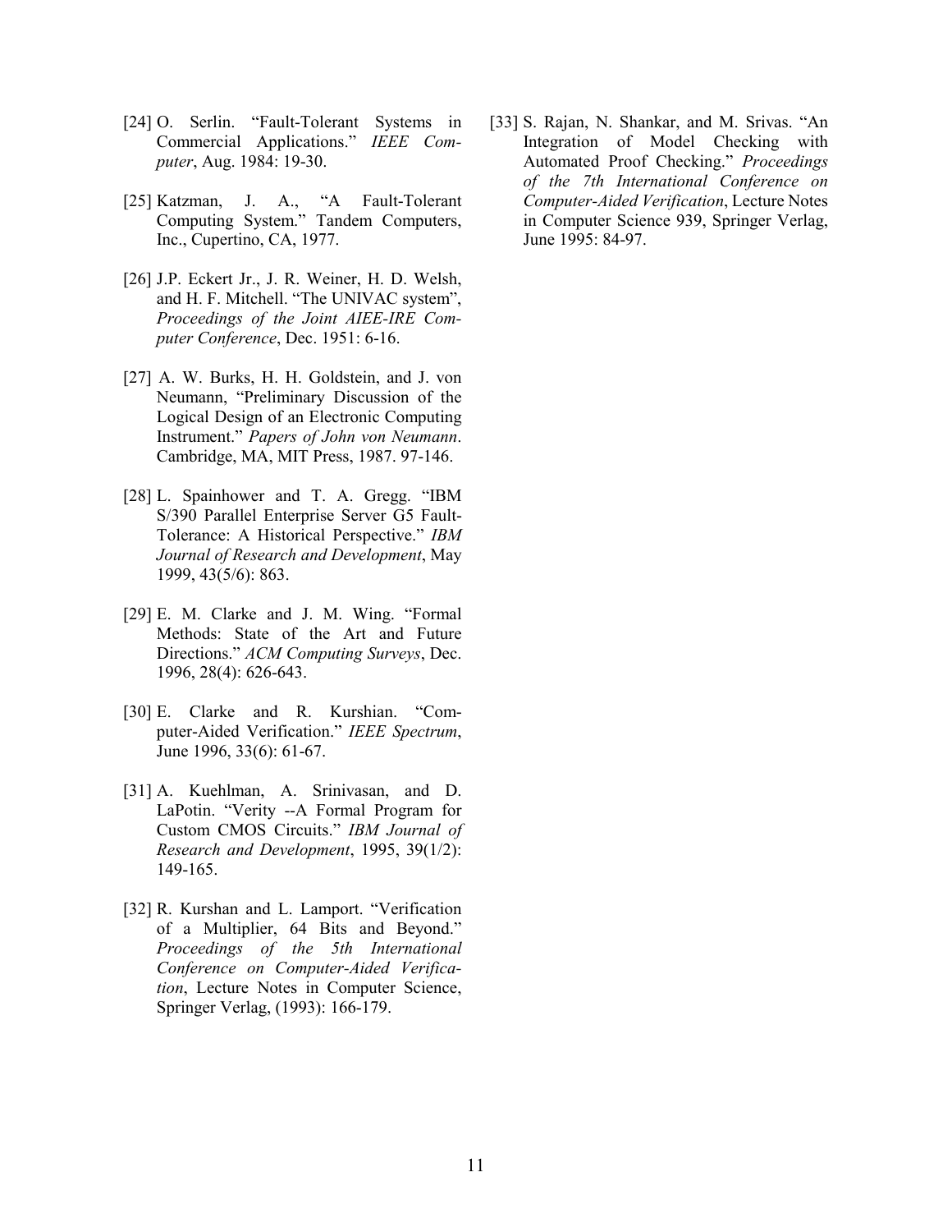[24] O. Serlin. "Fault-Tolerant Systems in Commercial Applications." *IEEE Computer*, Aug. 1984: 19-30.

[25] Katzman, J. A., "A Fault-Tolerant Computing System." Tandem Computers, Inc., Cupertino, CA, 1977.

[26] J.P. Eckert Jr., J. R. Weiner, H. D. Welsh, and H. F. Mitchell. "The UNIVAC system", *Proceedings of the Joint AIEE-IRE Computer Conference*, Dec. 1951: 6-16.

[27] A. W. Burks, H. H. Goldstein, and J. von Neumann, "Preliminary Discussion of the Logical Design of an Electronic Computing Instrument." *Papers of John von Neumann*. Cambridge, MA, MIT Press, 1987. 97-146.

[28] L. Spainhower and T. A. Gregg. "IBM S/390 Parallel Enterprise Server G5 Fault-Tolerance: A Historical Perspective." *IBM Journal of Research and Development*, May 1999, 43(5/6): 863.

[29] E. M. Clarke and J. M. Wing. "Formal Methods: State of the Art and Future Directions." *ACM Computing Surveys*, Dec. 1996, 28(4): 626-643.

[30] E. Clarke and R. Kurshian. "Computer-Aided Verification." *IEEE Spectrum*, June 1996, 33(6): 61-67.

[31] A. Kuehlman, A. Srinivasan, and D. LaPotin. "Verity --A Formal Program for Custom CMOS Circuits." *IBM Journal of Research and Development*, 1995, 39(1/2): 149-165.

[32] R. Kurshan and L. Lamport. "Verification of a Multiplier, 64 Bits and Beyond." *Proceedings of the 5th International Conference on Computer-Aided Verification*, Lecture Notes in Computer Science, Springer Verlag, (1993): 166-179.

[33] S. Rajan, N. Shankar, and M. Srivas. "An Integration of Model Checking with Automated Proof Checking." *Proceedings of the 7th International Conference on Computer-Aided Verification*, Lecture Notes in Computer Science 939, Springer Verlag, June 1995: 84-97.